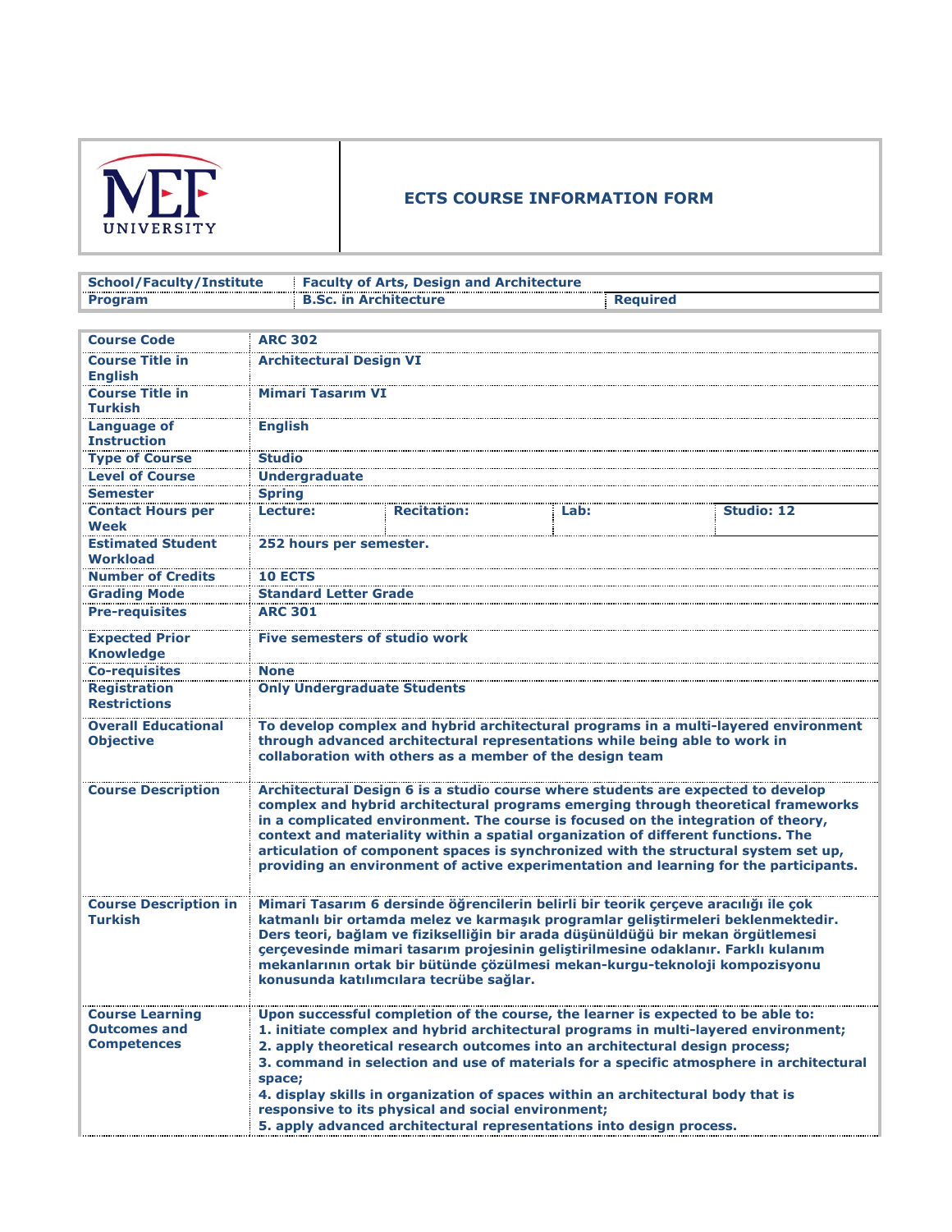# ECTS COURSE INFORMATION FORM

MEF UNIVERSITY

| School/Faculty/Institute | Faculty of Arts, Design and Architecture | |
|---|---|---|
| Program | B.Sc. in Architecture | Required |

| Course Code | ARC 302 | | | |
|---|---|---|---|---|
| Course Title in English | Architectural Design VI | | | |
| Course Title in Turkish | Mimari Tasarım VI | | | |
| Language of Instruction | English | | | |
| Type of Course | Studio | | | |
| Level of Course | Undergraduate | | | |
| Semester | Spring | | | |
| Contact Hours per Week | Lecture: | Recitation: | Lab: | Studio: 12 |
| Estimated Student Workload | 252 hours per semester. | | | |
| Number of Credits | 10 ECTS | | | |
| Grading Mode | Standard Letter Grade | | | |
| Pre-requisites | ARC 301 | | | |
| Expected Prior Knowledge | Five semesters of studio work | | | |
| Co-requisites | None | | | |
| Registration Restrictions | Only Undergraduate Students | | | |
| Overall Educational Objective | To develop complex and hybrid architectural programs in a multi-layered environment through advanced architectural representations while being able to work in collaboration with others as a member of the design team | | | |
| Course Description | Architectural Design 6 is a studio course where students are expected to develop complex and hybrid architectural programs emerging through theoretical frameworks in a complicated environment. The course is focused on the integration of theory, context and materiality within a spatial organization of different functions. The articulation of component spaces is synchronized with the structural system set up, providing an environment of active experimentation and learning for the participants. | | | |
| Course Description in Turkish | Mimari Tasarım 6 dersinde öğrencilerin belirli bir teorik çerçeve aracılığı ile çok katmanlı bir ortamda melez ve karmaşık programlar geliştirmeleri beklenmektedir. Ders teori, bağlam ve fizikselliğin bir arada düşünüldüğü bir mekan örgütlemesi çerçevesinde mimari tasarım projesinin geliştirilmesine odaklanır. Farklı kulanım mekanlarının ortak bir bütünde çözülmesi mekan-kurgu-teknoloji kompozisyonu konusunda katılımcılara tecrübe sağlar. | | | |
| Course Learning Outcomes and Competences | Upon successful completion of the course, the learner is expected to be able to:<br>1. initiate complex and hybrid architectural programs in multi-layered environment;<br>2. apply theoretical research outcomes into an architectural design process;<br>3. command in selection and use of materials for a specific atmosphere in architectural space;<br>4. display skills in organization of spaces within an architectural body that is responsive to its physical and social environment;<br>5. apply advanced architectural representations into design process. | | | |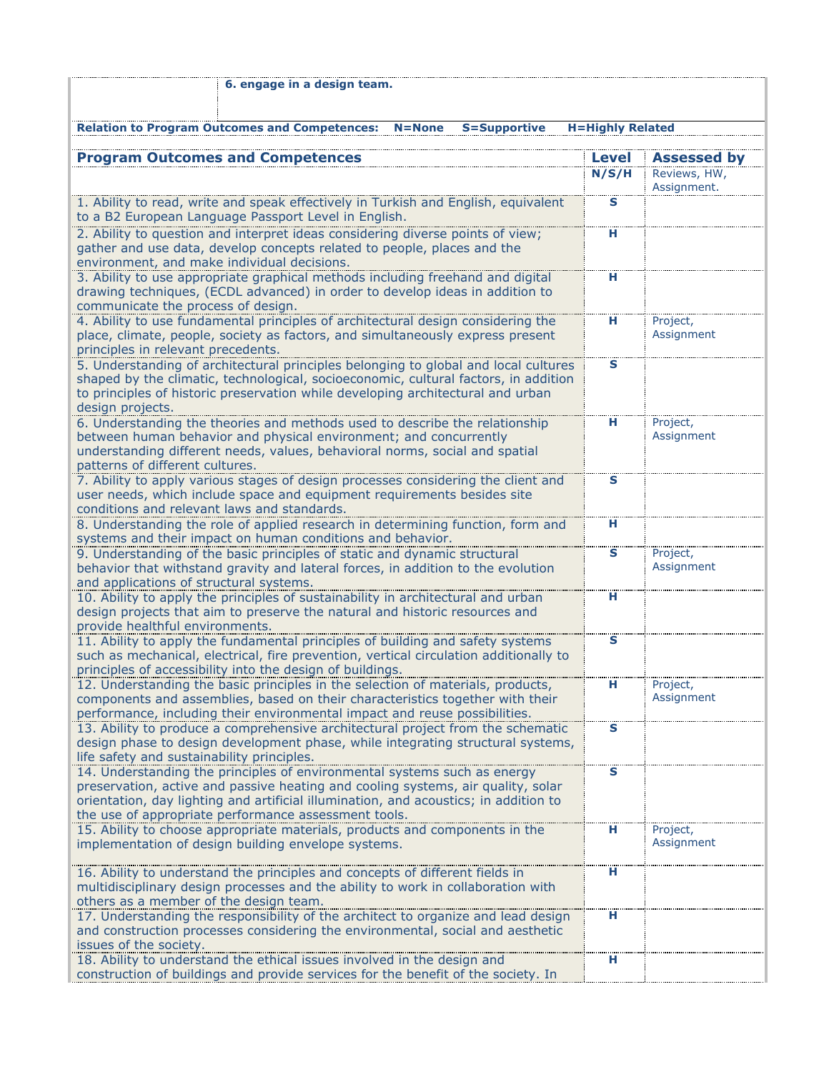| | 6. engage in a design team. |
|---|---|

**Relation to Program Outcomes and Competences: N=None S=Supportive H=Highly Related**

| Program Outcomes and Competences | Level | Assessed by |
|---|---|---|
| | N/S/H | Reviews, HW, Assignment. |
| 1. Ability to read, write and speak effectively in Turkish and English, equivalent to a B2 European Language Passport Level in English. | S | |
| 2. Ability to question and interpret ideas considering diverse points of view; gather and use data, develop concepts related to people, places and the environment, and make individual decisions. | H | |
| 3. Ability to use appropriate graphical methods including freehand and digital drawing techniques, (ECDL advanced) in order to develop ideas in addition to communicate the process of design. | H | |
| 4. Ability to use fundamental principles of architectural design considering the place, climate, people, society as factors, and simultaneously express present principles in relevant precedents. | H | Project, Assignment |
| 5. Understanding of architectural principles belonging to global and local cultures shaped by the climatic, technological, socioeconomic, cultural factors, in addition to principles of historic preservation while developing architectural and urban design projects. | S | |
| 6. Understanding the theories and methods used to describe the relationship between human behavior and physical environment; and concurrently understanding different needs, values, behavioral norms, social and spatial patterns of different cultures. | H | Project, Assignment |
| 7. Ability to apply various stages of design processes considering the client and user needs, which include space and equipment requirements besides site conditions and relevant laws and standards. | S | |
| 8. Understanding the role of applied research in determining function, form and systems and their impact on human conditions and behavior. | H | |
| 9. Understanding of the basic principles of static and dynamic structural behavior that withstand gravity and lateral forces, in addition to the evolution and applications of structural systems. | S | Project, Assignment |
| 10. Ability to apply the principles of sustainability in architectural and urban design projects that aim to preserve the natural and historic resources and provide healthful environments. | H | |
| 11. Ability to apply the fundamental principles of building and safety systems such as mechanical, electrical, fire prevention, vertical circulation additionally to principles of accessibility into the design of buildings. | S | |
| 12. Understanding the basic principles in the selection of materials, products, components and assemblies, based on their characteristics together with their performance, including their environmental impact and reuse possibilities. | H | Project, Assignment |
| 13. Ability to produce a comprehensive architectural project from the schematic design phase to design development phase, while integrating structural systems, life safety and sustainability principles. | S | |
| 14. Understanding the principles of environmental systems such as energy preservation, active and passive heating and cooling systems, air quality, solar orientation, day lighting and artificial illumination, and acoustics; in addition to the use of appropriate performance assessment tools. | S | |
| 15. Ability to choose appropriate materials, products and components in the implementation of design building envelope systems. | H | Project, Assignment |
| 16. Ability to understand the principles and concepts of different fields in multidisciplinary design processes and the ability to work in collaboration with others as a member of the design team. | H | |
| 17. Understanding the responsibility of the architect to organize and lead design and construction processes considering the environmental, social and aesthetic issues of the society. | H | |
| 18. Ability to understand the ethical issues involved in the design and construction of buildings and provide services for the benefit of the society. In | H | |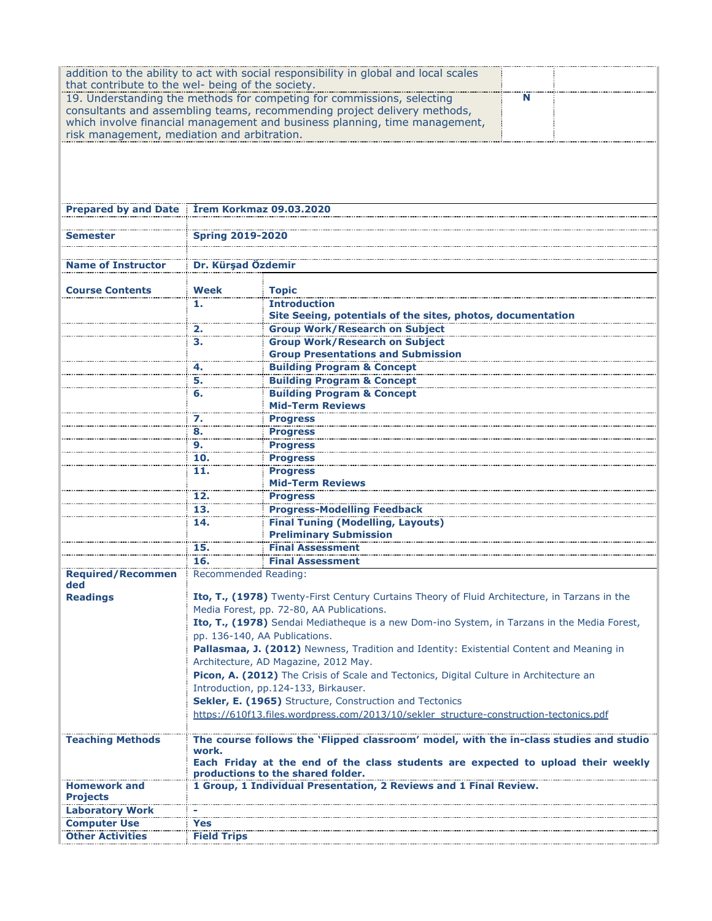| | | |
|---|---|---|
| addition to the ability to act with social responsibility in global and local scales that contribute to the wel- being of the society. | | |
| 19. Understanding the methods for competing for commissions, selecting consultants and assembling teams, recommending project delivery methods, which involve financial management and business planning, time management, risk management, mediation and arbitration. | N | |

| | | |
|---|---|---|
| **Prepared by and Date** | **İrem Korkmaz 09.03.2020** | |
| **Semester** | **Spring 2019-2020** | |
| **Name of Instructor** | **Dr. Kürşad Özdemir** | |
| **Course Contents** | **Week** | **Topic** |
| | **1.** | **Introduction**<br>**Site Seeing, potentials of the sites, photos, documentation** |
| | **2.** | **Group Work/Research on Subject** |
| | **3.** | **Group Work/Research on Subject**<br>**Group Presentations and Submission** |
| | **4.** | **Building Program & Concept** |
| | **5.** | **Building Program & Concept** |
| | **6.** | **Building Program & Concept**<br>**Mid-Term Reviews** |
| | **7.** | **Progress** |
| | **8.** | **Progress** |
| | **9.** | **Progress** |
| | **10.** | **Progress** |
| | **11.** | **Progress**<br>**Mid-Term Reviews** |
| | **12.** | **Progress** |
| | **13.** | **Progress-Modelling Feedback** |
| | **14.** | **Final Tuning (Modelling, Layouts)**<br>**Preliminary Submission** |
| | **15.** | **Final Assessment** |
| | **16.** | **Final Assessment** |
| **Required/Recommended Readings** | Recommended Reading:<br><br>**Ito, T., (1978)** Twenty-First Century Curtains Theory of Fluid Architecture, in Tarzans in the Media Forest, pp. 72-80, AA Publications.<br>**Ito, T., (1978)** Sendai Mediatheque is a new Dom-ino System, in Tarzans in the Media Forest, pp. 136-140, AA Publications.<br>**Pallasmaa, J. (2012)** Newness, Tradition and Identity: Existential Content and Meaning in Architecture, AD Magazine, 2012 May.<br>**Picon, A. (2012)** The Crisis of Scale and Tectonics, Digital Culture in Architecture an Introduction, pp.124-133, Birkauser.<br>**Sekler, E. (1965)** Structure, Construction and Tectonics<br>https://610f13.files.wordpress.com/2013/10/sekler_structure-construction-tectonics.pdf | |
| **Teaching Methods** | **The course follows the 'Flipped classroom' model, with the in-class studies and studio work.**<br>**Each Friday at the end of the class students are expected to upload their weekly productions to the shared folder.** | |
| **Homework and Projects** | **1 Group, 1 Individual Presentation, 2 Reviews and 1 Final Review.** | |
| **Laboratory Work** | **-** | |
| **Computer Use** | **Yes** | |
| **Other Activities** | **Field Trips** | |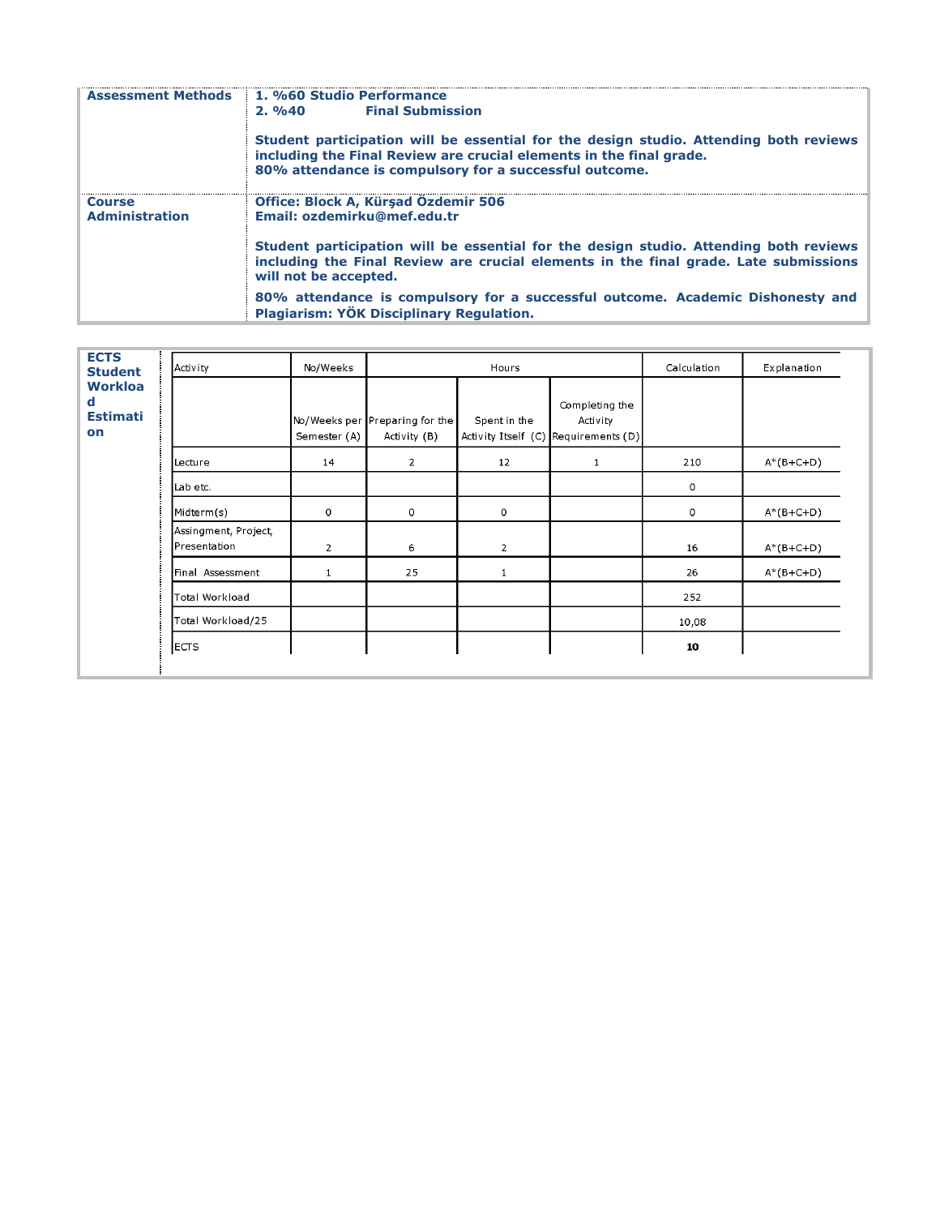| | |
|---|---|
| **Assessment Methods** | **1. %60 Studio Performance**<br>**2. %40 Final Submission**<br><br>**Student participation will be essential for the design studio. Attending both reviews including the Final Review are crucial elements in the final grade.**<br>**80% attendance is compulsory for a successful outcome.** |
| **Course Administration** | **Office: Block A, Kürşad Özdemir 506**<br>**Email: ozdemirku@mef.edu.tr**<br><br>**Student participation will be essential for the design studio. Attending both reviews including the Final Review are crucial elements in the final grade. Late submissions will not be accepted.**<br><br>**80% attendance is compulsory for a successful outcome. Academic Dishonesty and Plagiarism: YÖK Disciplinary Regulation.** |

**ECTS Student Workload Estimation**

| Activity | No/Weeks | Hours | | | Calculation | Explanation |
|---|---|---|---|---|---|---|
| | No/Weeks per Semester (A) | Preparing for the Activity (B) | Spent in the Activity Itself (C) | Completing the Activity Requirements (D) | | |
| Lecture | 14 | 2 | 12 | 1 | 210 | A*(B+C+D) |
| Lab etc. | | | | | 0 | |
| Midterm(s) | 0 | 0 | 0 | | 0 | A*(B+C+D) |
| Assingment, Project, Presentation | 2 | 6 | 2 | | 16 | A*(B+C+D) |
| Final Assessment | 1 | 25 | 1 | | 26 | A*(B+C+D) |
| Total Workload | | | | | 252 | |
| Total Workload/25 | | | | | 10,08 | |
| ECTS | | | | | **10** | |